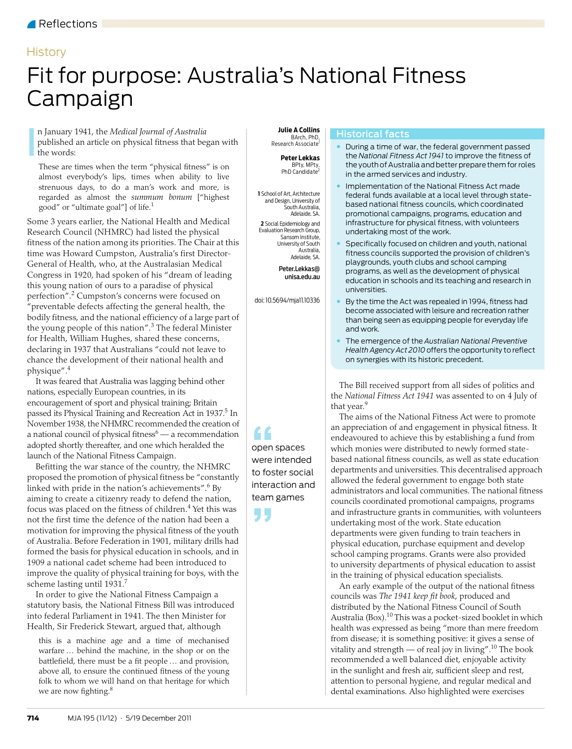Reflections

History

# Fit for purpose: Australia's National Fitness Campaign

**Julie A Collins**
BArch, PhD,
Research Associate[1]

**Peter Lekkas**
BPty, MPty,
PhD Candidate[2]

**1** School of Art, Architecture and Design, University of South Australia, Adelaide, SA.

**2** Social Epidemiology and Evaluation Research Group, Sansom Institute, University of South Australia, Adelaide, SA.

**Peter.Lekkas@unisa.edu.au**

doi: 10.5694/mja11.10336

In January 1941, the *Medical Journal of Australia* published an article on physical fitness that began with the words:

> These are times when the term "physical fitness" is on almost everybody's lips, times when ability to live strenuous days, to do a man's work and more, is regarded as almost the *summum bonum* ["highest good" or "ultimate goal"] of life.[1]

Some 3 years earlier, the National Health and Medical Research Council (NHMRC) had listed the physical fitness of the nation among its priorities. The Chair at this time was Howard Cumpston, Australia's first Director-General of Health, who, at the Australasian Medical Congress in 1920, had spoken of his "dream of leading this young nation of ours to a paradise of physical perfection".[2] Cumpston's concerns were focused on "preventable defects affecting the general health, the bodily fitness, and the national efficiency of a large part of the young people of this nation".[3] The federal Minister for Health, William Hughes, shared these concerns, declaring in 1937 that Australians "could not leave to chance the development of their national health and physique".[4]

It was feared that Australia was lagging behind other nations, especially European countries, in its encouragement of sport and physical training; Britain passed its Physical Training and Recreation Act in 1937.[5] In November 1938, the NHMRC recommended the creation of a national council of physical fitness[6] — a recommendation adopted shortly thereafter, and one which heralded the launch of the National Fitness Campaign.

Befitting the war stance of the country, the NHMRC proposed the promotion of physical fitness be "constantly linked with pride in the nation's achievements".[6] By aiming to create a citizenry ready to defend the nation, focus was placed on the fitness of children.[4] Yet this was not the first time the defence of the nation had been a motivation for improving the physical fitness of the youth of Australia. Before Federation in 1901, military drills had formed the basis for physical education in schools, and in 1909 a national cadet scheme had been introduced to improve the quality of physical training for boys, with the scheme lasting until 1931.[7]

In order to give the National Fitness Campaign a statutory basis, the National Fitness Bill was introduced into federal Parliament in 1941. The then Minister for Health, Sir Frederick Stewart, argued that, although

> this is a machine age and a time of mechanised warfare ... behind the machine, in the shop or on the battlefield, there must be a fit people ... and provision, above all, to ensure the continued fitness of the young folk to whom we will hand on that heritage for which we are now fighting.[8]

> "open spaces were intended to foster social interaction and team games"

## Historical facts

- During a time of war, the federal government passed the *National Fitness Act 1941* to improve the fitness of the youth of Australia and better prepare them for roles in the armed services and industry.
- Implementation of the National Fitness Act made federal funds available at a local level through state-based national fitness councils, which coordinated promotional campaigns, programs, education and infrastructure for physical fitness, with volunteers undertaking most of the work.
- Specifically focused on children and youth, national fitness councils supported the provision of children's playgrounds, youth clubs and school camping programs, as well as the development of physical education in schools and its teaching and research in universities.
- By the time the Act was repealed in 1994, fitness had become associated with leisure and recreation rather than being seen as equipping people for everyday life and work.
- The emergence of the *Australian National Preventive Health Agency Act 2010* offers the opportunity to reflect on synergies with its historic precedent.

The Bill received support from all sides of politics and the *National Fitness Act 1941* was assented to on 4 July of that year.[9]

The aims of the National Fitness Act were to promote an appreciation of and engagement in physical fitness. It endeavoured to achieve this by establishing a fund from which monies were distributed to newly formed state-based national fitness councils, as well as state education departments and universities. This decentralised approach allowed the federal government to engage both state administrators and local communities. The national fitness councils coordinated promotional campaigns, programs and infrastructure grants in communities, with volunteers undertaking most of the work. State education departments were given funding to train teachers in physical education, purchase equipment and develop school camping programs. Grants were also provided to university departments of physical education to assist in the training of physical education specialists.

An early example of the output of the national fitness councils was *The 1941 keep fit book*, produced and distributed by the National Fitness Council of South Australia (Box).[10] This was a pocket-sized booklet in which health was expressed as being "more than mere freedom from disease; it is something positive: it gives a sense of vitality and strength — of real joy in living".[10] The book recommended a well balanced diet, enjoyable activity in the sunlight and fresh air, sufficient sleep and rest, attention to personal hygiene, and regular medical and dental examinations. Also highlighted were exercises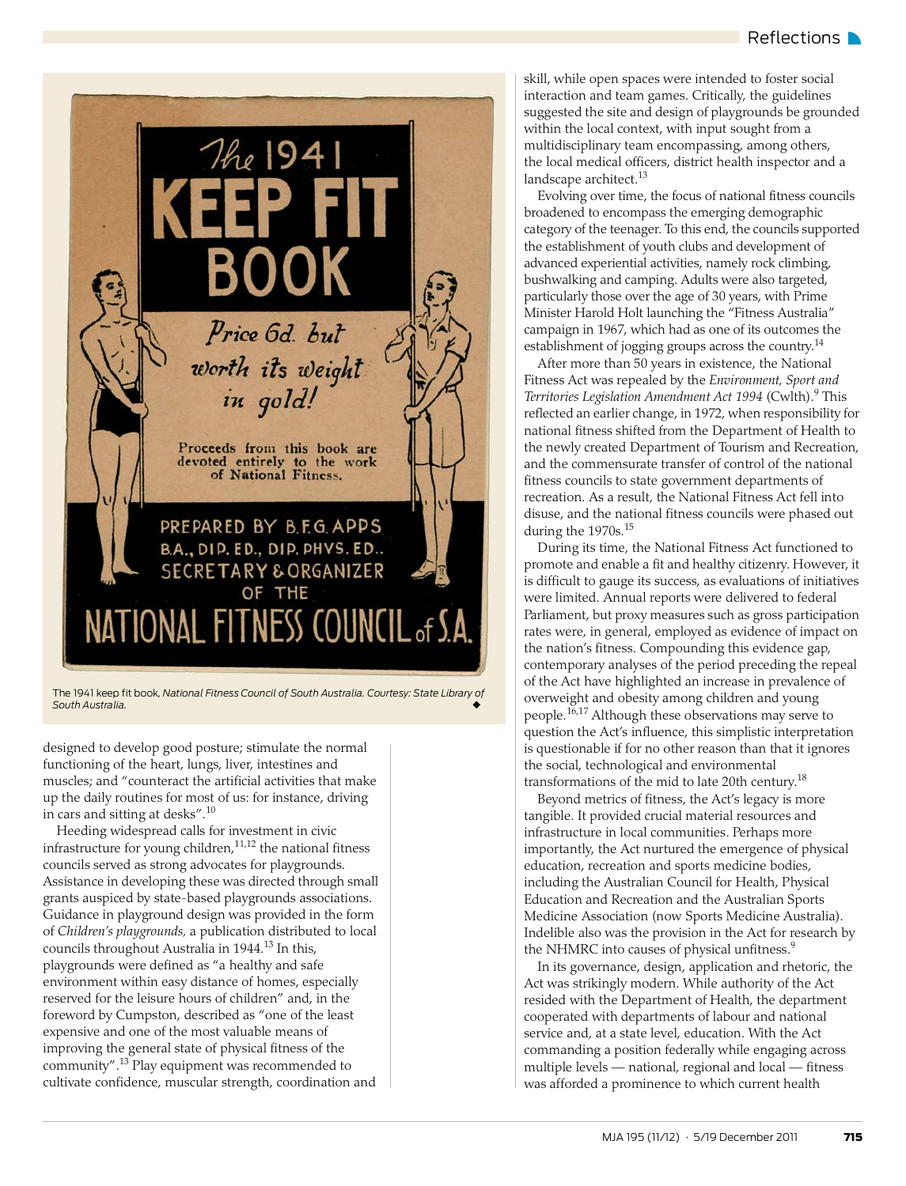The 1941 keep fit book, *National Fitness Council of South Australia. Courtesy: State Library of South Australia.*

designed to develop good posture; stimulate the normal functioning of the heart, lungs, liver, intestines and muscles; and "counteract the artificial activities that make up the daily routines for most of us: for instance, driving in cars and sitting at desks".[10]

Heeding widespread calls for investment in civic infrastructure for young children,[11,12] the national fitness councils served as strong advocates for playgrounds. Assistance in developing these was directed through small grants auspiced by state-based playgrounds associations. Guidance in playground design was provided in the form of *Children's playgrounds*, a publication distributed to local councils throughout Australia in 1944.[13] In this, playgrounds were defined as "a healthy and safe environment within easy distance of homes, especially reserved for the leisure hours of children" and, in the foreword by Cumpston, described as "one of the least expensive and one of the most valuable means of improving the general state of physical fitness of the community".[13] Play equipment was recommended to cultivate confidence, muscular strength, coordination and skill, while open spaces were intended to foster social interaction and team games. Critically, the guidelines suggested the site and design of playgrounds be grounded within the local context, with input sought from a multidisciplinary team encompassing, among others, the local medical officers, district health inspector and a landscape architect.[13]

Evolving over time, the focus of national fitness councils broadened to encompass the emerging demographic category of the teenager. To this end, the councils supported the establishment of youth clubs and development of advanced experiential activities, namely rock climbing, bushwalking and camping. Adults were also targeted, particularly those over the age of 30 years, with Prime Minister Harold Holt launching the "Fitness Australia" campaign in 1967, which had as one of its outcomes the establishment of jogging groups across the country.[14]

After more than 50 years in existence, the National Fitness Act was repealed by the *Environment, Sport and Territories Legislation Amendment Act 1994* (Cwlth).[9] This reflected an earlier change, in 1972, when responsibility for national fitness shifted from the Department of Health to the newly created Department of Tourism and Recreation, and the commensurate transfer of control of the national fitness councils to state government departments of recreation. As a result, the National Fitness Act fell into disuse, and the national fitness councils were phased out during the 1970s.[15]

During its time, the National Fitness Act functioned to promote and enable a fit and healthy citizenry. However, it is difficult to gauge its success, as evaluations of initiatives were limited. Annual reports were delivered to federal Parliament, but proxy measures such as gross participation rates were, in general, employed as evidence of impact on the nation's fitness. Compounding this evidence gap, contemporary analyses of the period preceding the repeal of the Act have highlighted an increase in prevalence of overweight and obesity among children and young people.[16,17] Although these observations may serve to question the Act's influence, this simplistic interpretation is questionable if for no other reason than that it ignores the social, technological and environmental transformations of the mid to late 20th century.[18]

Beyond metrics of fitness, the Act's legacy is more tangible. It provided crucial material resources and infrastructure in local communities. Perhaps more importantly, the Act nurtured the emergence of physical education, recreation and sports medicine bodies, including the Australian Council for Health, Physical Education and Recreation and the Australian Sports Medicine Association (now Sports Medicine Australia). Indelible also was the provision in the Act for research by the NHMRC into causes of physical unfitness.[9]

In its governance, design, application and rhetoric, the Act was strikingly modern. While authority of the Act resided with the Department of Health, the department cooperated with departments of labour and national service and, at a state level, education. With the Act commanding a position federally while engaging across multiple levels — national, regional and local — fitness was afforded a prominence to which current health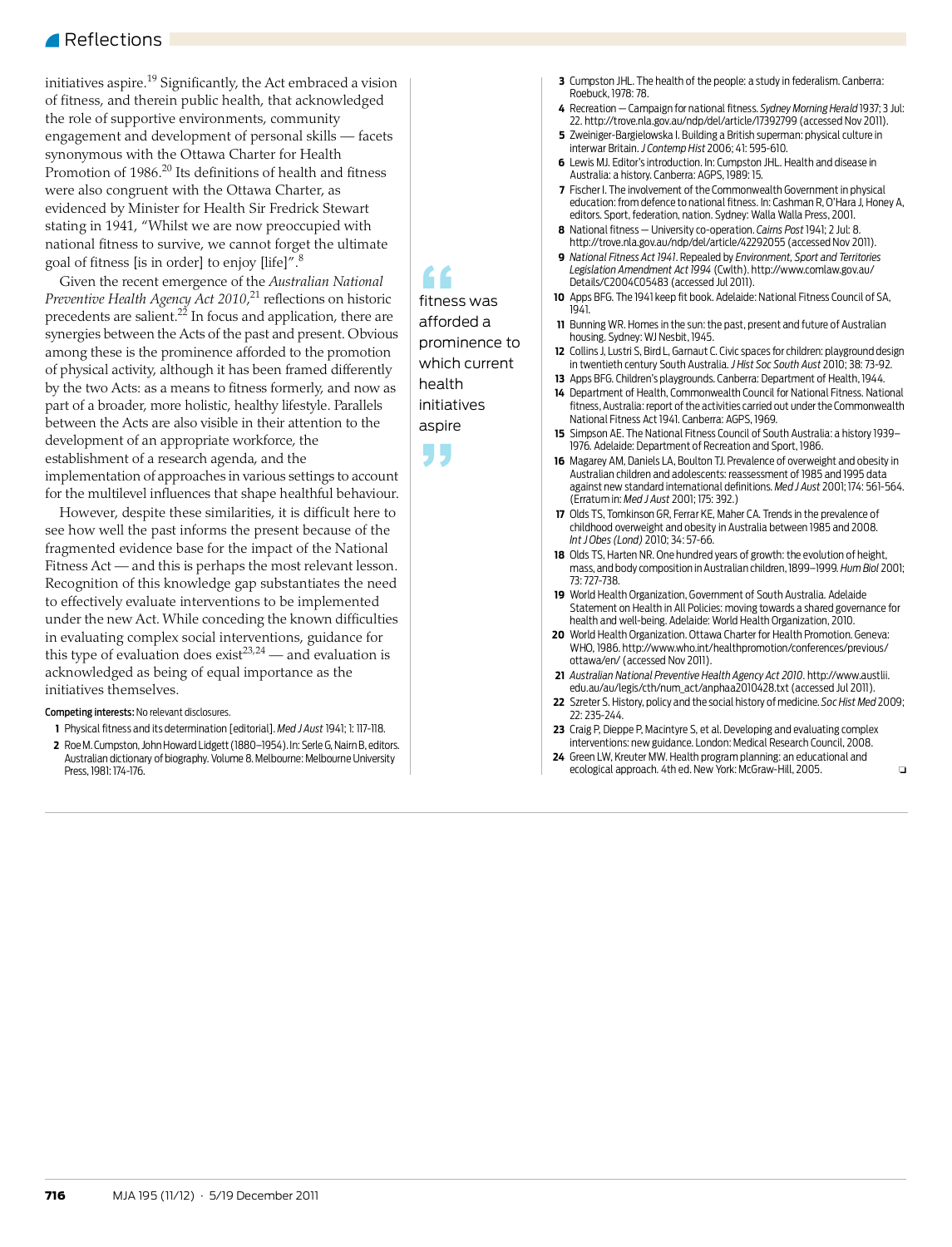initiatives aspire.[19] Significantly, the Act embraced a vision of fitness, and therein public health, that acknowledged the role of supportive environments, community engagement and development of personal skills — facets synonymous with the Ottawa Charter for Health Promotion of 1986.[20] Its definitions of health and fitness were also congruent with the Ottawa Charter, as evidenced by Minister for Health Sir Fredrick Stewart stating in 1941, "Whilst we are now preoccupied with national fitness to survive, we cannot forget the ultimate goal of fitness [is in order] to enjoy [life]".[8]

Given the recent emergence of the *Australian National Preventive Health Agency Act 2010*,[21] reflections on historic precedents are salient.[22] In focus and application, there are synergies between the Acts of the past and present. Obvious among these is the prominence afforded to the promotion of physical activity, although it has been framed differently by the two Acts: as a means to fitness formerly, and now as part of a broader, more holistic, healthy lifestyle. Parallels between the Acts are also visible in their attention to the development of an appropriate workforce, the establishment of a research agenda, and the implementation of approaches in various settings to account for the multilevel influences that shape healthful behaviour.

However, despite these similarities, it is difficult here to see how well the past informs the present because of the fragmented evidence base for the impact of the National Fitness Act — and this is perhaps the most relevant lesson. Recognition of this knowledge gap substantiates the need to effectively evaluate interventions to be implemented under the new Act. While conceding the known difficulties in evaluating complex social interventions, guidance for this type of evaluation does exist[23,24] — and evaluation is acknowledged as being of equal importance as the initiatives themselves.

> "fitness was afforded a prominence to which current health initiatives aspire"

**Competing interests:** No relevant disclosures.

1. Physical fitness and its determination [editorial]. *Med J Aust* 1941; 1: 117-118.
2. Roe M. Cumpston, John Howard Lidgett (1880–1954). In: Serle G, Nairn B, editors. Australian dictionary of biography. Volume 8. Melbourne: Melbourne University Press, 1981: 174-176.
3. Cumpston JHL. The health of the people: a study in federalism. Canberra: Roebuck, 1978: 78.
4. Recreation — Campaign for national fitness. *Sydney Morning Herald* 1937; 3 Jul: 22. http://trove.nla.gov.au/ndp/del/article/17392799 (accessed Nov 2011).
5. Zweiniger-Bargielowska I. Building a British superman: physical culture in interwar Britain. *J Contemp Hist* 2006; 41: 595-610.
6. Lewis MJ. Editor's introduction. In: Cumpston JHL. Health and disease in Australia: a history. Canberra: AGPS, 1989: 15.
7. Fischer I. The involvement of the Commonwealth Government in physical education: from defence to national fitness. In: Cashman R, O'Hara J, Honey A, editors. Sport, federation, nation. Sydney: Walla Walla Press, 2001.
8. National fitness — University co-operation. *Cairns Post* 1941; 2 Jul: 8. http://trove.nla.gov.au/ndp/del/article/42292055 (accessed Nov 2011).
9. *National Fitness Act 1941*. Repealed by *Environment, Sport and Territories Legislation Amendment Act 1994* (Cwlth). http://www.comlaw.gov.au/Details/C2004C05483 (accessed Jul 2011).
10. Apps BFG. The 1941 keep fit book. Adelaide: National Fitness Council of SA, 1941.
11. Bunning WR. Homes in the sun: the past, present and future of Australian housing. Sydney: WJ Nesbit, 1945.
12. Collins J, Lustri S, Bird L, Garnaut C. Civic spaces for children: playground design in twentieth century South Australia. *J Hist Soc South Aust* 2010; 38: 73-92.
13. Apps BFG. Children's playgrounds. Canberra: Department of Health, 1944.
14. Department of Health, Commonwealth Council for National Fitness. National fitness, Australia: report of the activities carried out under the Commonwealth National Fitness Act 1941. Canberra: AGPS, 1969.
15. Simpson AE. The National Fitness Council of South Australia: a history 1939–1976. Adelaide: Department of Recreation and Sport, 1986.
16. Magarey AM, Daniels LA, Boulton TJ. Prevalence of overweight and obesity in Australian children and adolescents: reassessment of 1985 and 1995 data against new standard international definitions. *Med J Aust* 2001; 174: 561-564. (Erratum in: *Med J Aust* 2001; 175: 392.)
17. Olds TS, Tomkinson GR, Ferrar KE, Maher CA. Trends in the prevalence of childhood overweight and obesity in Australia between 1985 and 2008. *Int J Obes (Lond)* 2010; 34: 57-66.
18. Olds TS, Harten NR. One hundred years of growth: the evolution of height, mass, and body composition in Australian children, 1899–1999. *Hum Biol* 2001; 73: 727-738.
19. World Health Organization, Government of South Australia. Adelaide Statement on Health in All Policies: moving towards a shared governance for health and well-being. Adelaide: World Health Organization, 2010.
20. World Health Organization. Ottawa Charter for Health Promotion. Geneva: WHO, 1986. http://www.who.int/healthpromotion/conferences/previous/ottawa/en/ (accessed Nov 2011).
21. *Australian National Preventive Health Agency Act 2010*. http://www.austlii.edu.au/au/legis/cth/num_act/anphaa2010428.txt (accessed Jul 2011).
22. Szreter S. History, policy and the social history of medicine. *Soc Hist Med* 2009; 22: 235-244.
23. Craig P, Dieppe P, Macintyre S, et al. Developing and evaluating complex interventions: new guidance. London: Medical Research Council, 2008.
24. Green LW, Kreuter MW. Health program planning: an educational and ecological approach. 4th ed. New York: McGraw-Hill, 2005.